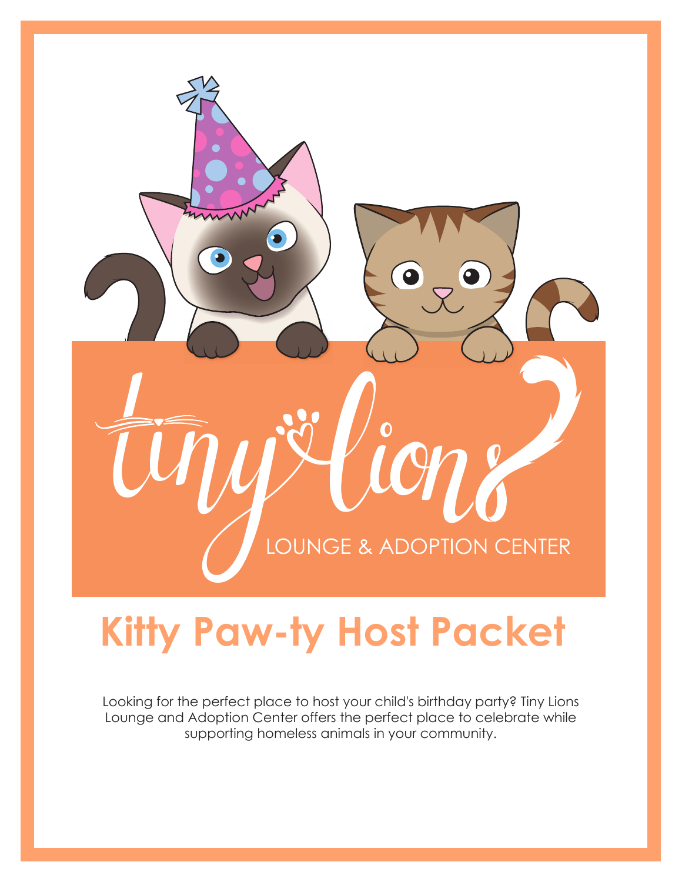tiny lions

LOUNGE & ADOPTION CENTER

# Kitty Paw-ty Host Packet

Looking for the perfect place to host your child's birthday party? Tiny Lions Lounge and Adoption Center offers the perfect place to celebrate while supporting homeless animals in your community.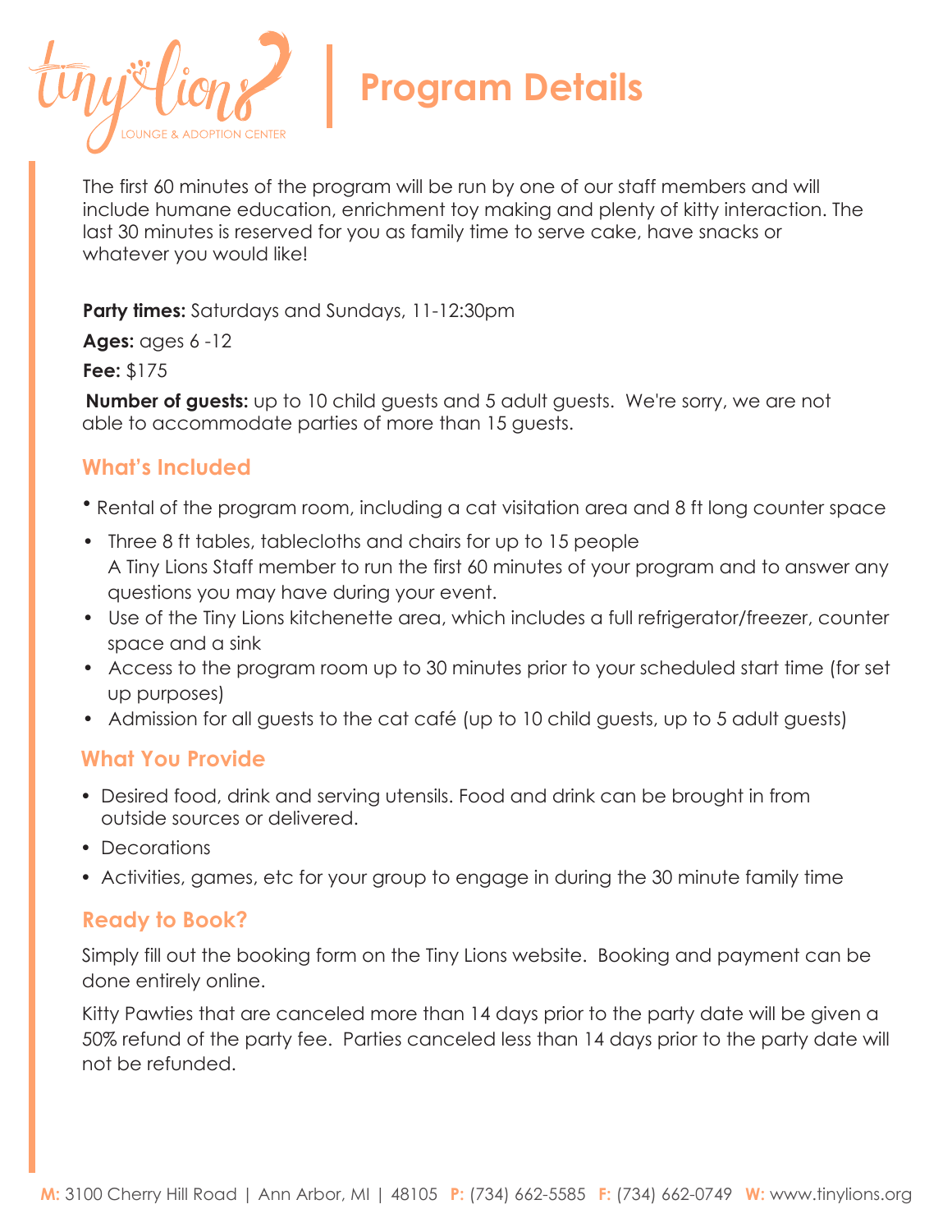# Program Details

The first 60 minutes of the program will be run by one of our staff members and will include humane education, enrichment toy making and plenty of kitty interaction. The last 30 minutes is reserved for you as family time to serve cake, have snacks or whatever you would like!

**Party times:** Saturdays and Sundays, 11-12:30pm

**Ages:** ages 6 -12

**Fee:** $175

**Number of guests:** up to 10 child guests and 5 adult guests. We're sorry, we are not able to accommodate parties of more than 15 guests.

## What's Included

- Rental of the program room, including a cat visitation area and 8 ft long counter space
- Three 8 ft tables, tablecloths and chairs for up to 15 people
  A Tiny Lions Staff member to run the first 60 minutes of your program and to answer any questions you may have during your event.
- Use of the Tiny Lions kitchenette area, which includes a full refrigerator/freezer, counter space and a sink
- Access to the program room up to 30 minutes prior to your scheduled start time (for set up purposes)
- Admission for all guests to the cat café (up to 10 child guests, up to 5 adult guests)

## What You Provide

- Desired food, drink and serving utensils. Food and drink can be brought in from outside sources or delivered.
- Decorations
- Activities, games, etc for your group to engage in during the 30 minute family time

## Ready to Book?

Simply fill out the booking form on the Tiny Lions website. Booking and payment can be done entirely online.

Kitty Pawties that are canceled more than 14 days prior to the party date will be given a 50% refund of the party fee. Parties canceled less than 14 days prior to the party date will not be refunded.

**M:** 3100 Cherry Hill Road | Ann Arbor, MI | 48105 **P:** (734) 662-5585 **F:** (734) 662-0749 **W:** www.tinylions.org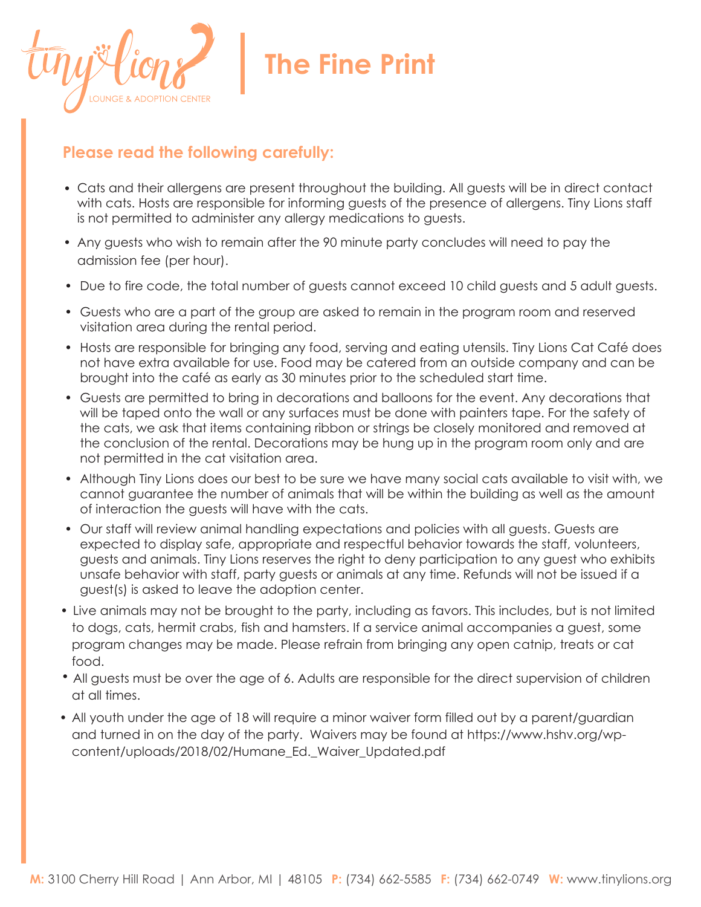# The Fine Print

## Please read the following carefully:

- Cats and their allergens are present throughout the building. All guests will be in direct contact with cats. Hosts are responsible for informing guests of the presence of allergens. Tiny Lions staff is not permitted to administer any allergy medications to guests.
- Any guests who wish to remain after the 90 minute party concludes will need to pay the admission fee (per hour).
- Due to fire code, the total number of guests cannot exceed 10 child guests and 5 adult guests.
- Guests who are a part of the group are asked to remain in the program room and reserved visitation area during the rental period.
- Hosts are responsible for bringing any food, serving and eating utensils. Tiny Lions Cat Café does not have extra available for use. Food may be catered from an outside company and can be brought into the café as early as 30 minutes prior to the scheduled start time.
- Guests are permitted to bring in decorations and balloons for the event. Any decorations that will be taped onto the wall or any surfaces must be done with painters tape. For the safety of the cats, we ask that items containing ribbon or strings be closely monitored and removed at the conclusion of the rental. Decorations may be hung up in the program room only and are not permitted in the cat visitation area.
- Although Tiny Lions does our best to be sure we have many social cats available to visit with, we cannot guarantee the number of animals that will be within the building as well as the amount of interaction the guests will have with the cats.
- Our staff will review animal handling expectations and policies with all guests. Guests are expected to display safe, appropriate and respectful behavior towards the staff, volunteers, guests and animals. Tiny Lions reserves the right to deny participation to any guest who exhibits unsafe behavior with staff, party guests or animals at any time. Refunds will not be issued if a guest(s) is asked to leave the adoption center.
- Live animals may not be brought to the party, including as favors. This includes, but is not limited to dogs, cats, hermit crabs, fish and hamsters. If a service animal accompanies a guest, some program changes may be made. Please refrain from bringing any open catnip, treats or cat food.
- All guests must be over the age of 6. Adults are responsible for the direct supervision of children at all times.
- All youth under the age of 18 will require a minor waiver form filled out by a parent/guardian and turned in on the day of the party. Waivers may be found at https://www.hshv.org/wp-content/uploads/2018/02/Humane_Ed._Waiver_Updated.pdf

**M:** 3100 Cherry Hill Road | Ann Arbor, MI | 48105 **P:** (734) 662-5585 **F:** (734) 662-0749 **W:** www.tinylions.org